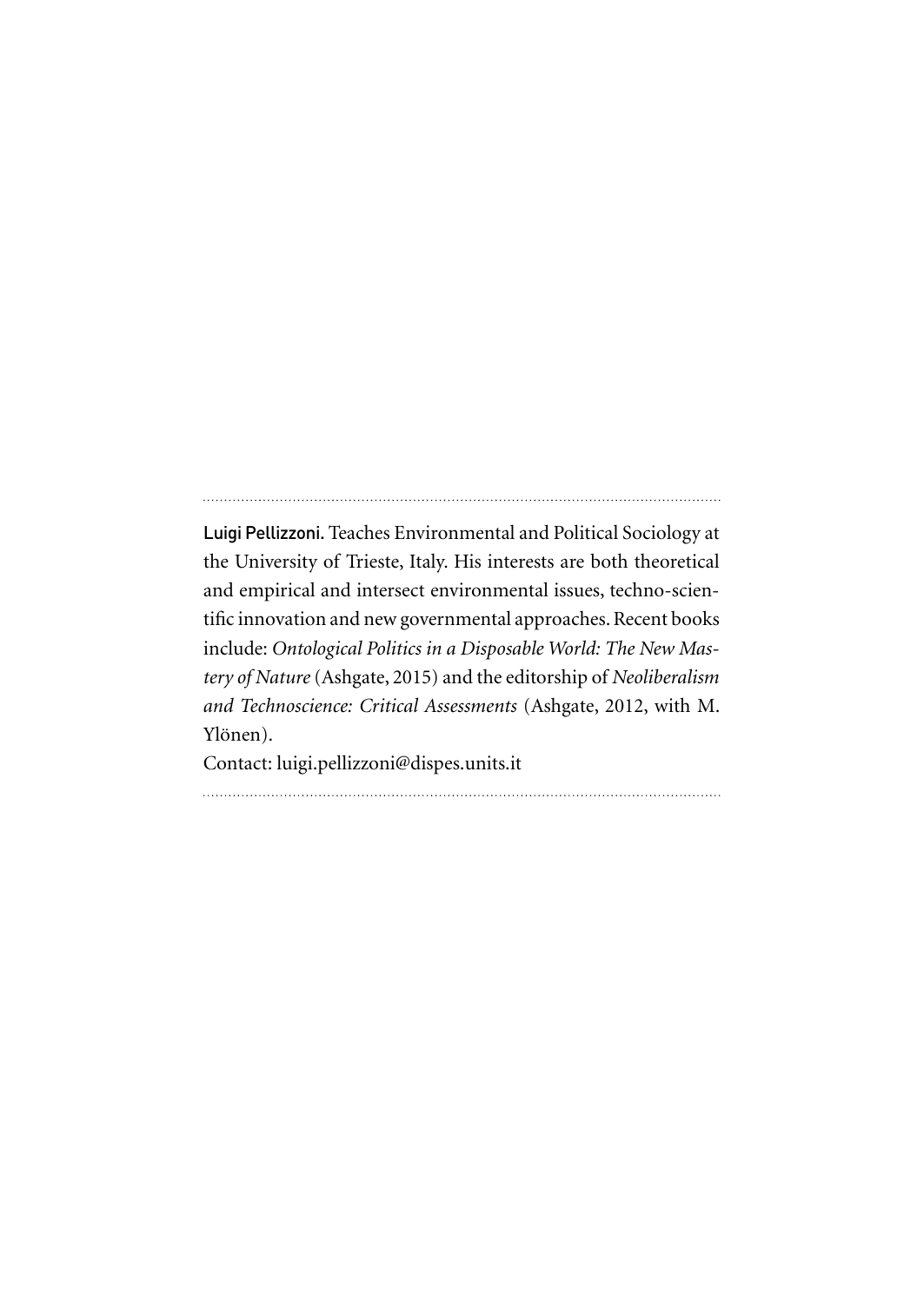**Luigi Pellizzoni.** Teaches Environmental and Political Sociology at the University of Trieste, Italy. His interests are both theoretical and empirical and intersect environmental issues, techno-scientific innovation and new governmental approaches. Recent books include: *Ontological Politics in a Disposable World: The New Mastery of Nature* (Ashgate, 2015) and the editorship of *Neoliberalism and Technoscience: Critical Assessments* (Ashgate, 2012, with M. Ylönen).

Contact: luigi.pellizzoni@dispes.units.it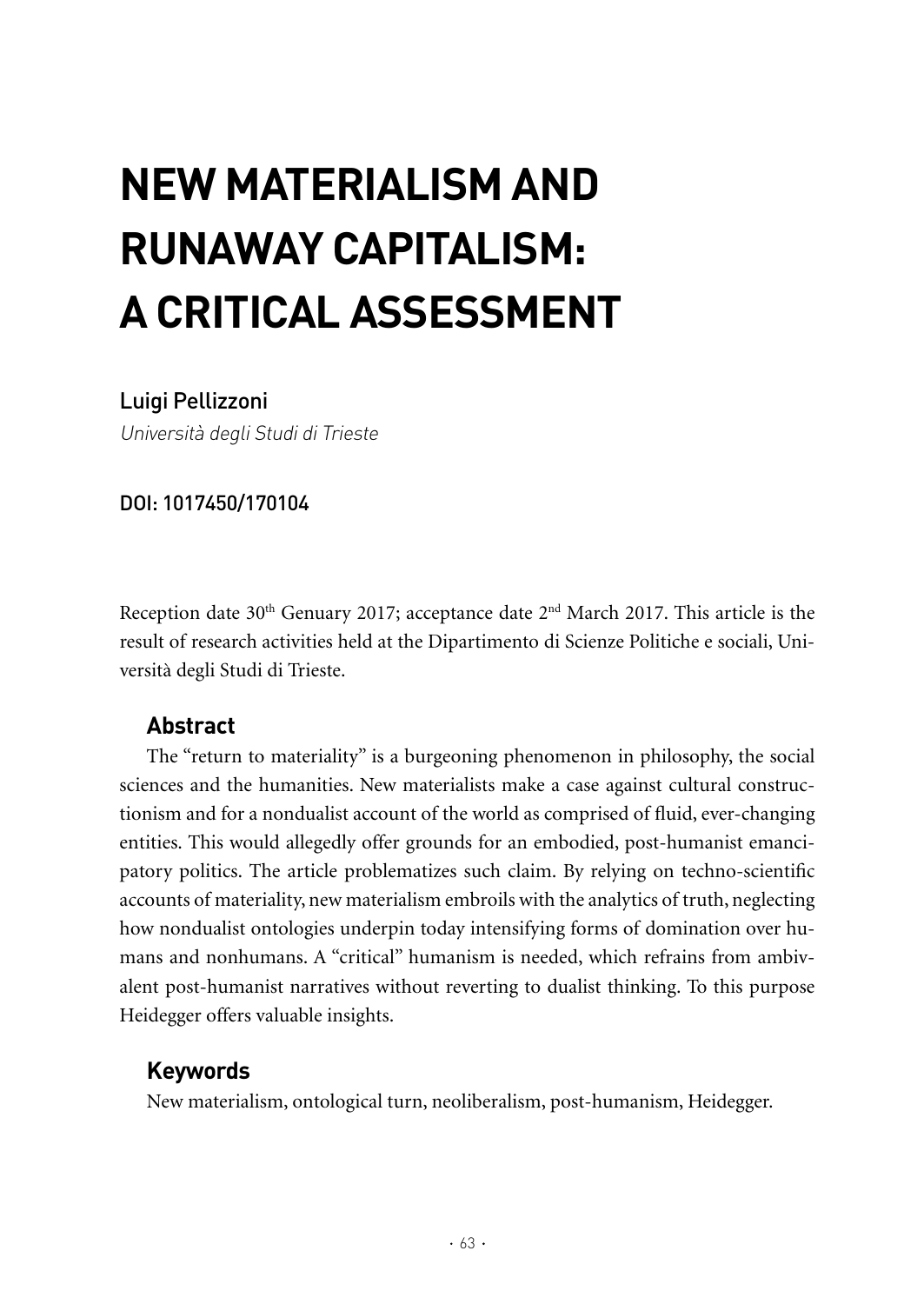# NEW MATERIALISM AND RUNAWAY CAPITALISM: A CRITICAL ASSESSMENT

Luigi Pellizzoni

*Università degli Studi di Trieste*

DOI: 1017450/170104

Reception date 30[th] Genuary 2017; acceptance date 2[nd] March 2017. This article is the result of research activities held at the Dipartimento di Scienze Politiche e sociali, Università degli Studi di Trieste.

## Abstract

The "return to materiality" is a burgeoning phenomenon in philosophy, the social sciences and the humanities. New materialists make a case against cultural constructionism and for a nondualist account of the world as comprised of fluid, ever-changing entities. This would allegedly offer grounds for an embodied, post-humanist emancipatory politics. The article problematizes such claim. By relying on techno-scientific accounts of materiality, new materialism embroils with the analytics of truth, neglecting how nondualist ontologies underpin today intensifying forms of domination over humans and nonhumans. A "critical" humanism is needed, which refrains from ambivalent post-humanist narratives without reverting to dualist thinking. To this purpose Heidegger offers valuable insights.

## Keywords

New materialism, ontological turn, neoliberalism, post-humanism, Heidegger.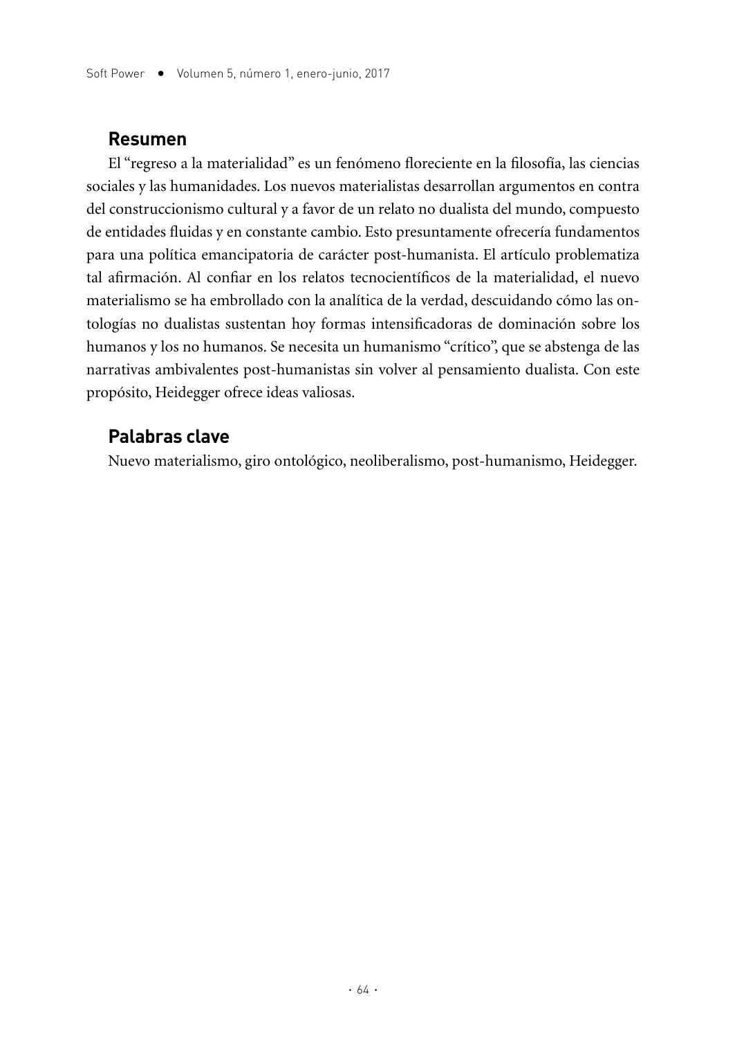## Resumen

El "regreso a la materialidad" es un fenómeno floreciente en la filosofía, las ciencias sociales y las humanidades. Los nuevos materialistas desarrollan argumentos en contra del construccionismo cultural y a favor de un relato no dualista del mundo, compuesto de entidades fluidas y en constante cambio. Esto presuntamente ofrecería fundamentos para una política emancipatoria de carácter post-humanista. El artículo problematiza tal afirmación. Al confiar en los relatos tecnocientíficos de la materialidad, el nuevo materialismo se ha embrollado con la analítica de la verdad, descuidando cómo las ontologías no dualistas sustentan hoy formas intensificadoras de dominación sobre los humanos y los no humanos. Se necesita un humanismo "crítico", que se abstenga de las narrativas ambivalentes post-humanistas sin volver al pensamiento dualista. Con este propósito, Heidegger ofrece ideas valiosas.

## Palabras clave

Nuevo materialismo, giro ontológico, neoliberalismo, post-humanismo, Heidegger.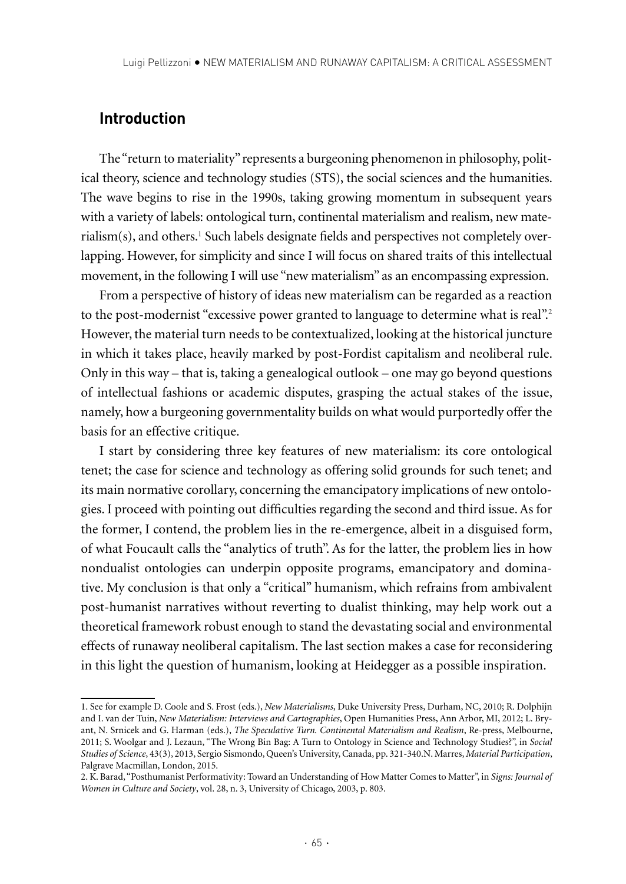## Introduction

The "return to materiality" represents a burgeoning phenomenon in philosophy, political theory, science and technology studies (STS), the social sciences and the humanities. The wave begins to rise in the 1990s, taking growing momentum in subsequent years with a variety of labels: ontological turn, continental materialism and realism, new materialism(s), and others.[1] Such labels designate fields and perspectives not completely overlapping. However, for simplicity and since I will focus on shared traits of this intellectual movement, in the following I will use "new materialism" as an encompassing expression.

From a perspective of history of ideas new materialism can be regarded as a reaction to the post-modernist "excessive power granted to language to determine what is real".[2] However, the material turn needs to be contextualized, looking at the historical juncture in which it takes place, heavily marked by post-Fordist capitalism and neoliberal rule. Only in this way – that is, taking a genealogical outlook – one may go beyond questions of intellectual fashions or academic disputes, grasping the actual stakes of the issue, namely, how a burgeoning governmentality builds on what would purportedly offer the basis for an effective critique.

I start by considering three key features of new materialism: its core ontological tenet; the case for science and technology as offering solid grounds for such tenet; and its main normative corollary, concerning the emancipatory implications of new ontologies. I proceed with pointing out difficulties regarding the second and third issue. As for the former, I contend, the problem lies in the re-emergence, albeit in a disguised form, of what Foucault calls the "analytics of truth". As for the latter, the problem lies in how nondualist ontologies can underpin opposite programs, emancipatory and dominative. My conclusion is that only a "critical" humanism, which refrains from ambivalent post-humanist narratives without reverting to dualist thinking, may help work out a theoretical framework robust enough to stand the devastating social and environmental effects of runaway neoliberal capitalism. The last section makes a case for reconsidering in this light the question of humanism, looking at Heidegger as a possible inspiration.

---

1. See for example D. Coole and S. Frost (eds.), *New Materialisms*, Duke University Press, Durham, NC, 2010; R. Dolphijn and I. van der Tuin, *New Materialism: Interviews and Cartographies*, Open Humanities Press, Ann Arbor, MI, 2012; L. Bryant, N. Srnicek and G. Harman (eds.), *The Speculative Turn. Continental Materialism and Realism*, Re-press, Melbourne, 2011; S. Woolgar and J. Lezaun, "The Wrong Bin Bag: A Turn to Ontology in Science and Technology Studies?", in *Social Studies of Science*, 43(3), 2013, Sergio Sismondo, Queen's University, Canada, pp. 321-340.N. Marres, *Material Participation*, Palgrave Macmillan, London, 2015.

2. K. Barad, "Posthumanist Performativity: Toward an Understanding of How Matter Comes to Matter", in *Signs: Journal of Women in Culture and Society*, vol. 28, n. 3, University of Chicago, 2003, p. 803.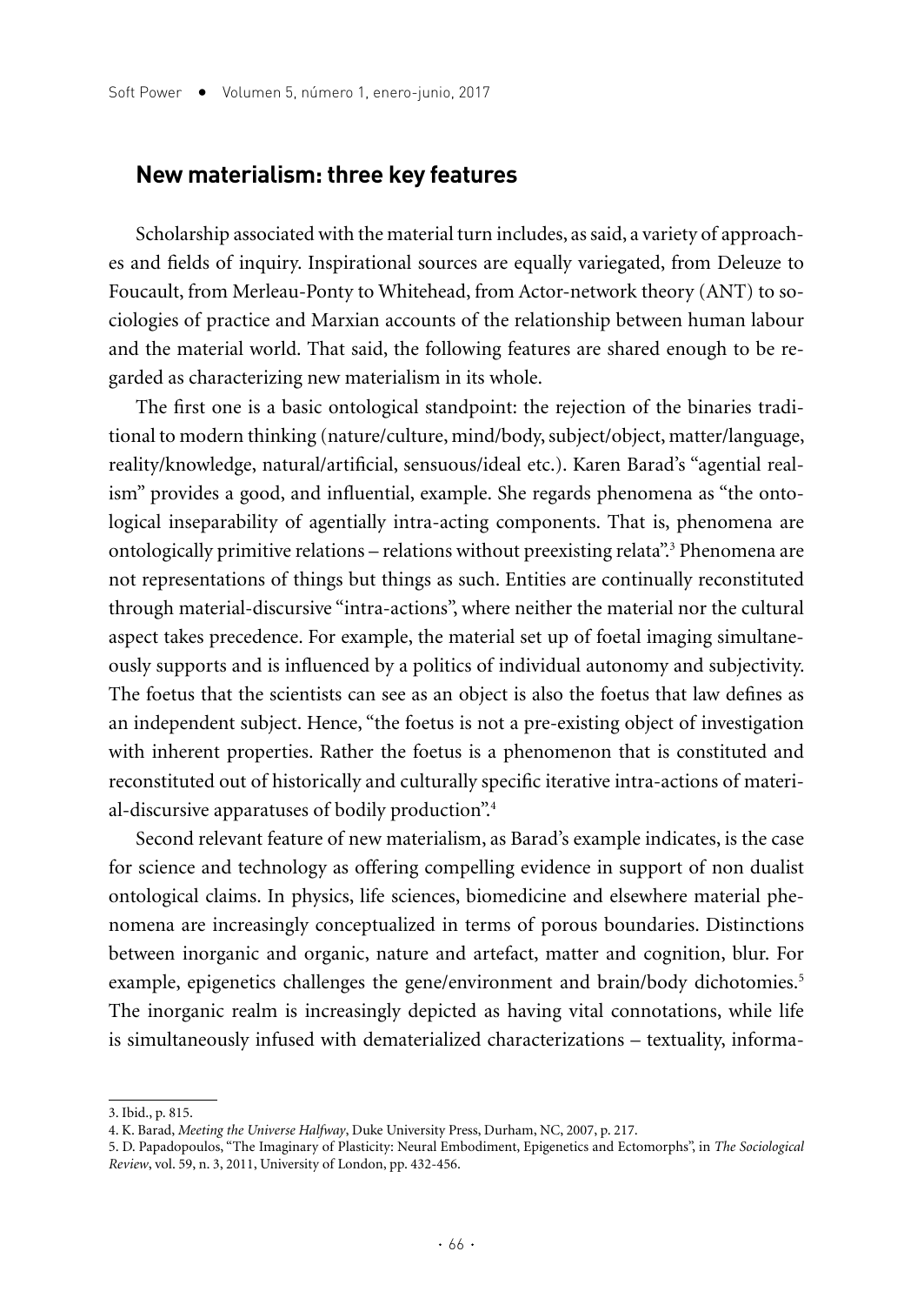## New materialism: three key features

Scholarship associated with the material turn includes, as said, a variety of approaches and fields of inquiry. Inspirational sources are equally variegated, from Deleuze to Foucault, from Merleau-Ponty to Whitehead, from Actor-network theory (ANT) to sociologies of practice and Marxian accounts of the relationship between human labour and the material world. That said, the following features are shared enough to be regarded as characterizing new materialism in its whole.

The first one is a basic ontological standpoint: the rejection of the binaries traditional to modern thinking (nature/culture, mind/body, subject/object, matter/language, reality/knowledge, natural/artificial, sensuous/ideal etc.). Karen Barad's "agential realism" provides a good, and influential, example. She regards phenomena as "the ontological inseparability of agentially intra-acting components. That is, phenomena are ontologically primitive relations – relations without preexisting relata".[3] Phenomena are not representations of things but things as such. Entities are continually reconstituted through material-discursive "intra-actions", where neither the material nor the cultural aspect takes precedence. For example, the material set up of foetal imaging simultaneously supports and is influenced by a politics of individual autonomy and subjectivity. The foetus that the scientists can see as an object is also the foetus that law defines as an independent subject. Hence, "the foetus is not a pre-existing object of investigation with inherent properties. Rather the foetus is a phenomenon that is constituted and reconstituted out of historically and culturally specific iterative intra-actions of material-discursive apparatuses of bodily production".[4]

Second relevant feature of new materialism, as Barad's example indicates, is the case for science and technology as offering compelling evidence in support of non dualist ontological claims. In physics, life sciences, biomedicine and elsewhere material phenomena are increasingly conceptualized in terms of porous boundaries. Distinctions between inorganic and organic, nature and artefact, matter and cognition, blur. For example, epigenetics challenges the gene/environment and brain/body dichotomies.[5] The inorganic realm is increasingly depicted as having vital connotations, while life is simultaneously infused with dematerialized characterizations – textuality, informa-

3. Ibid., p. 815.

4. K. Barad, *Meeting the Universe Halfway*, Duke University Press, Durham, NC, 2007, p. 217.

5. D. Papadopoulos, "The Imaginary of Plasticity: Neural Embodiment, Epigenetics and Ectomorphs", in *The Sociological Review*, vol. 59, n. 3, 2011, University of London, pp. 432-456.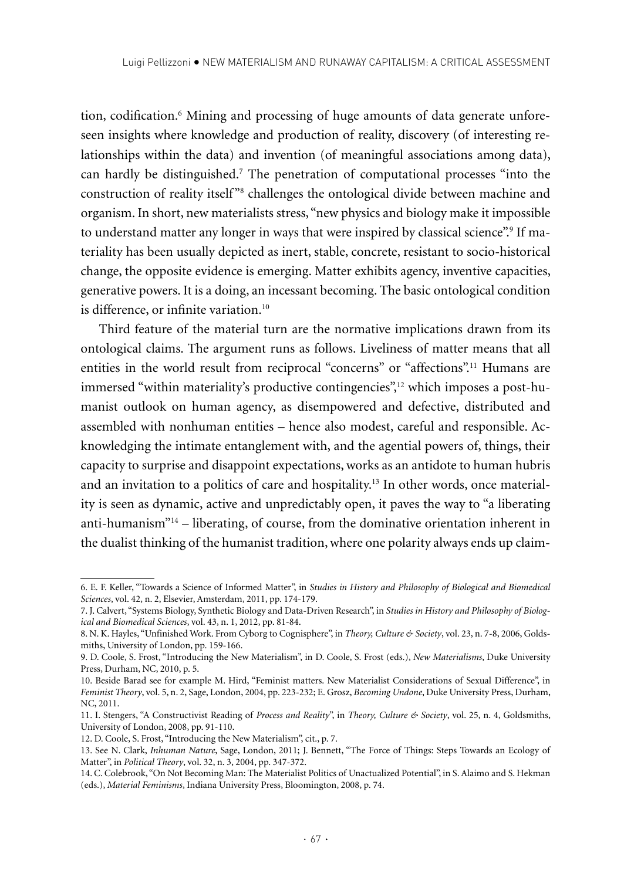tion, codification.[6] Mining and processing of huge amounts of data generate unforeseen insights where knowledge and production of reality, discovery (of interesting relationships within the data) and invention (of meaningful associations among data), can hardly be distinguished.[7] The penetration of computational processes "into the construction of reality itself"[8] challenges the ontological divide between machine and organism. In short, new materialists stress, "new physics and biology make it impossible to understand matter any longer in ways that were inspired by classical science".[9] If materiality has been usually depicted as inert, stable, concrete, resistant to socio-historical change, the opposite evidence is emerging. Matter exhibits agency, inventive capacities, generative powers. It is a doing, an incessant becoming. The basic ontological condition is difference, or infinite variation.[10]

Third feature of the material turn are the normative implications drawn from its ontological claims. The argument runs as follows. Liveliness of matter means that all entities in the world result from reciprocal "concerns" or "affections".[11] Humans are immersed "within materiality's productive contingencies",[12] which imposes a post-humanist outlook on human agency, as disempowered and defective, distributed and assembled with nonhuman entities – hence also modest, careful and responsible. Acknowledging the intimate entanglement with, and the agential powers of, things, their capacity to surprise and disappoint expectations, works as an antidote to human hubris and an invitation to a politics of care and hospitality.[13] In other words, once materiality is seen as dynamic, active and unpredictably open, it paves the way to "a liberating anti-humanism"[14] – liberating, of course, from the dominative orientation inherent in the dualist thinking of the humanist tradition, where one polarity always ends up claim-

---

6. E. F. Keller, "Towards a Science of Informed Matter", in *Studies in History and Philosophy of Biological and Biomedical Sciences*, vol. 42, n. 2, Elsevier, Amsterdam, 2011, pp. 174-179.

7. J. Calvert, "Systems Biology, Synthetic Biology and Data-Driven Research", in *Studies in History and Philosophy of Biological and Biomedical Sciences*, vol. 43, n. 1, 2012, pp. 81-84.

8. N. K. Hayles, "Unfinished Work. From Cyborg to Cognisphere", in *Theory, Culture & Society*, vol. 23, n. 7-8, 2006, Goldsmiths, University of London, pp. 159-166.

9. D. Coole, S. Frost, "Introducing the New Materialism", in D. Coole, S. Frost (eds.), *New Materialisms*, Duke University Press, Durham, NC, 2010, p. 5.

10. Beside Barad see for example M. Hird, "Feminist matters. New Materialist Considerations of Sexual Difference", in *Feminist Theory*, vol. 5, n. 2, Sage, London, 2004, pp. 223-232; E. Grosz, *Becoming Undone*, Duke University Press, Durham, NC, 2011.

11. I. Stengers, "A Constructivist Reading of *Process and Reality*", in *Theory, Culture & Society*, vol. 25, n. 4, Goldsmiths, University of London, 2008, pp. 91-110.

12. D. Coole, S. Frost, "Introducing the New Materialism", cit., p. 7.

13. See N. Clark, *Inhuman Nature*, Sage, London, 2011; J. Bennett, "The Force of Things: Steps Towards an Ecology of Matter", in *Political Theory*, vol. 32, n. 3, 2004, pp. 347-372.

14. C. Colebrook, "On Not Becoming Man: The Materialist Politics of Unactualized Potential", in S. Alaimo and S. Hekman (eds.), *Material Feminisms*, Indiana University Press, Bloomington, 2008, p. 74.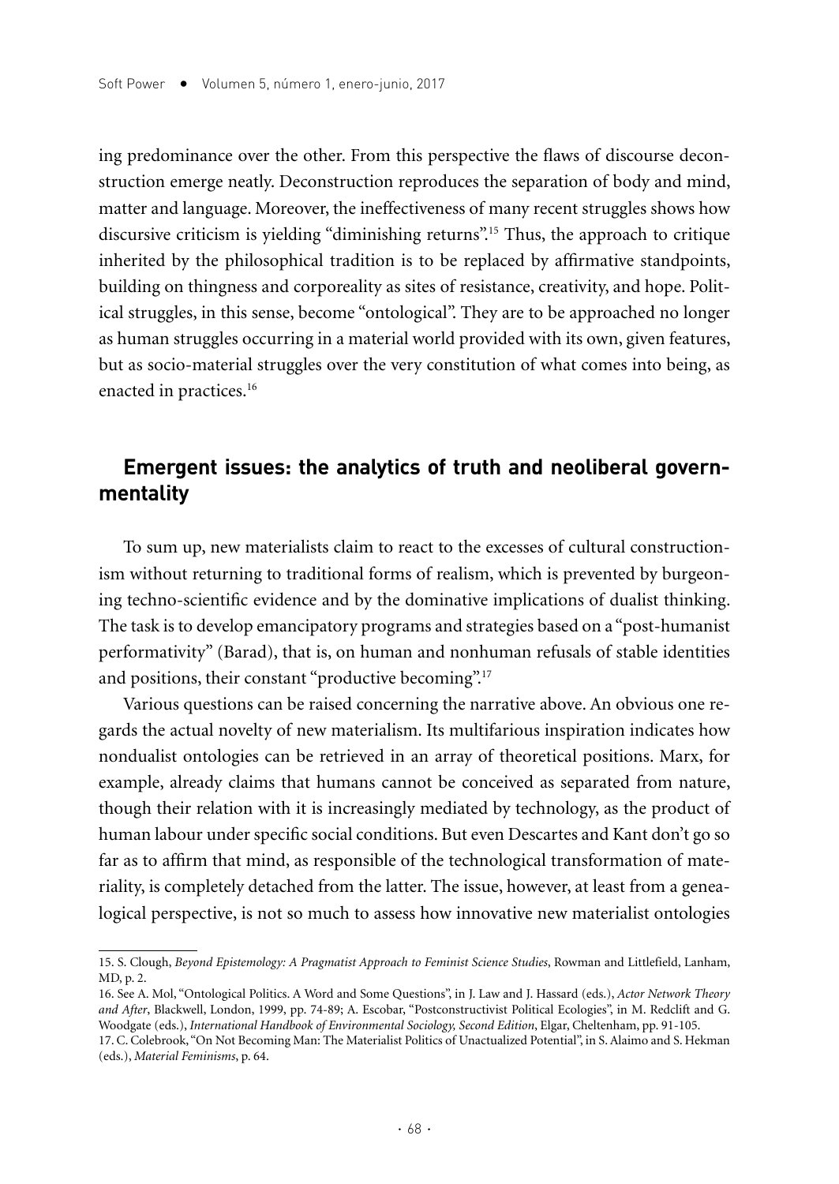ing predominance over the other. From this perspective the flaws of discourse deconstruction emerge neatly. Deconstruction reproduces the separation of body and mind, matter and language. Moreover, the ineffectiveness of many recent struggles shows how discursive criticism is yielding "diminishing returns".[15] Thus, the approach to critique inherited by the philosophical tradition is to be replaced by affirmative standpoints, building on thingness and corporeality as sites of resistance, creativity, and hope. Political struggles, in this sense, become "ontological". They are to be approached no longer as human struggles occurring in a material world provided with its own, given features, but as socio-material struggles over the very constitution of what comes into being, as enacted in practices.[16]

## Emergent issues: the analytics of truth and neoliberal governmentality

To sum up, new materialists claim to react to the excesses of cultural constructionism without returning to traditional forms of realism, which is prevented by burgeoning techno-scientific evidence and by the dominative implications of dualist thinking. The task is to develop emancipatory programs and strategies based on a "post-humanist performativity" (Barad), that is, on human and nonhuman refusals of stable identities and positions, their constant "productive becoming".[17]

Various questions can be raised concerning the narrative above. An obvious one regards the actual novelty of new materialism. Its multifarious inspiration indicates how nondualist ontologies can be retrieved in an array of theoretical positions. Marx, for example, already claims that humans cannot be conceived as separated from nature, though their relation with it is increasingly mediated by technology, as the product of human labour under specific social conditions. But even Descartes and Kant don't go so far as to affirm that mind, as responsible of the technological transformation of materiality, is completely detached from the latter. The issue, however, at least from a genealogical perspective, is not so much to assess how innovative new materialist ontologies

---

15. S. Clough, *Beyond Epistemology: A Pragmatist Approach to Feminist Science Studies*, Rowman and Littlefield, Lanham, MD, p. 2.

16. See A. Mol, "Ontological Politics. A Word and Some Questions", in J. Law and J. Hassard (eds.), *Actor Network Theory and After*, Blackwell, London, 1999, pp. 74-89; A. Escobar, "Postconstructivist Political Ecologies", in M. Redclift and G. Woodgate (eds.), *International Handbook of Environmental Sociology, Second Edition*, Elgar, Cheltenham, pp. 91-105.

17. C. Colebrook, "On Not Becoming Man: The Materialist Politics of Unactualized Potential", in S. Alaimo and S. Hekman (eds.), *Material Feminisms*, p. 64.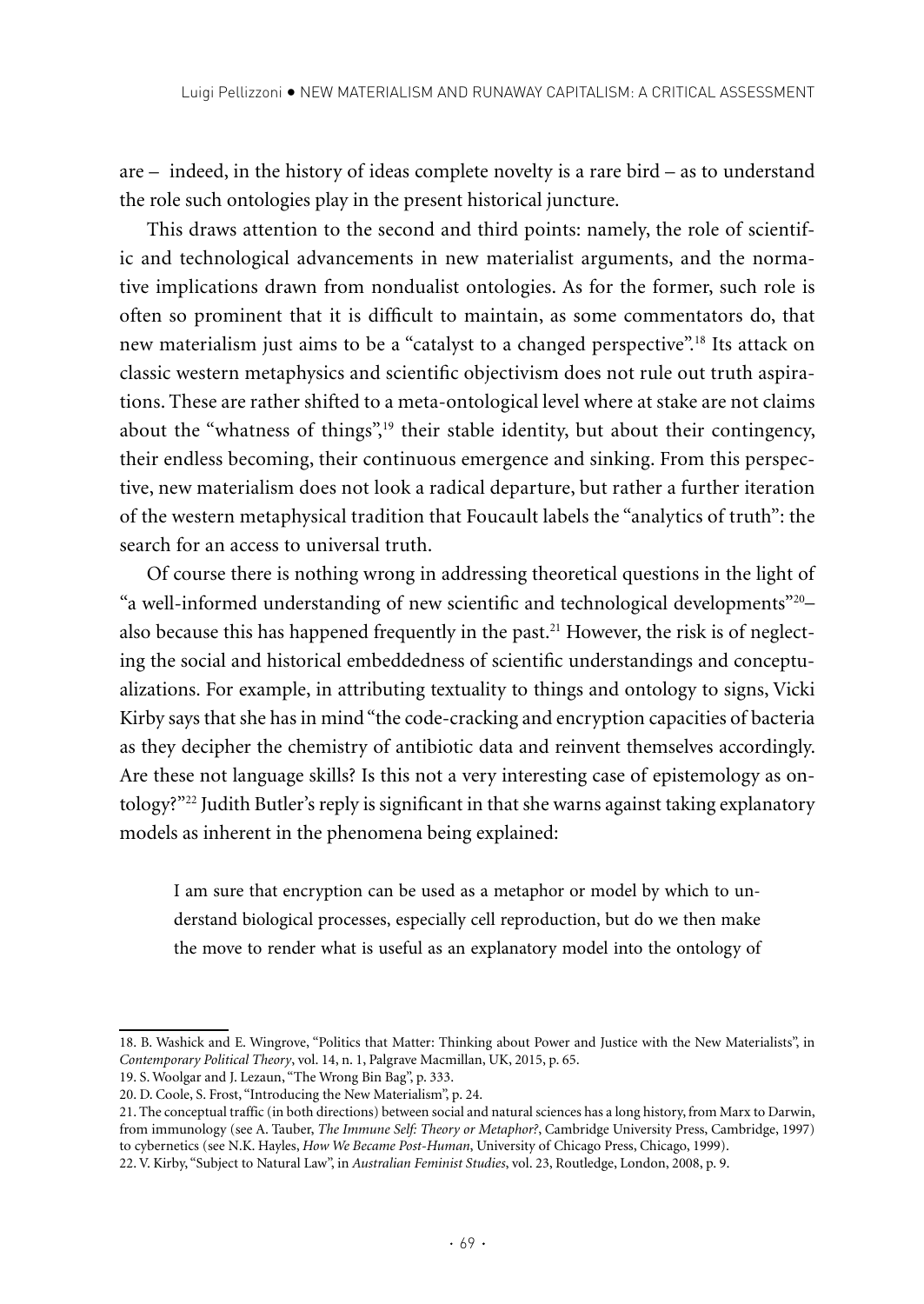are – indeed, in the history of ideas complete novelty is a rare bird – as to understand the role such ontologies play in the present historical juncture.

This draws attention to the second and third points: namely, the role of scientific and technological advancements in new materialist arguments, and the normative implications drawn from nondualist ontologies. As for the former, such role is often so prominent that it is difficult to maintain, as some commentators do, that new materialism just aims to be a "catalyst to a changed perspective".[18] Its attack on classic western metaphysics and scientific objectivism does not rule out truth aspirations. These are rather shifted to a meta-ontological level where at stake are not claims about the "whatness of things",[19] their stable identity, but about their contingency, their endless becoming, their continuous emergence and sinking. From this perspective, new materialism does not look a radical departure, but rather a further iteration of the western metaphysical tradition that Foucault labels the "analytics of truth": the search for an access to universal truth.

Of course there is nothing wrong in addressing theoretical questions in the light of "a well-informed understanding of new scientific and technological developments"[20]– also because this has happened frequently in the past.[21] However, the risk is of neglecting the social and historical embeddedness of scientific understandings and conceptualizations. For example, in attributing textuality to things and ontology to signs, Vicki Kirby says that she has in mind "the code-cracking and encryption capacities of bacteria as they decipher the chemistry of antibiotic data and reinvent themselves accordingly. Are these not language skills? Is this not a very interesting case of epistemology as ontology?"[22] Judith Butler's reply is significant in that she warns against taking explanatory models as inherent in the phenomena being explained:

> I am sure that encryption can be used as a metaphor or model by which to understand biological processes, especially cell reproduction, but do we then make the move to render what is useful as an explanatory model into the ontology of

---

18. B. Washick and E. Wingrove, "Politics that Matter: Thinking about Power and Justice with the New Materialists", in *Contemporary Political Theory*, vol. 14, n. 1, Palgrave Macmillan, UK, 2015, p. 65.

19. S. Woolgar and J. Lezaun, "The Wrong Bin Bag", p. 333.

20. D. Coole, S. Frost, "Introducing the New Materialism", p. 24.

21. The conceptual traffic (in both directions) between social and natural sciences has a long history, from Marx to Darwin, from immunology (see A. Tauber, *The Immune Self: Theory or Metaphor?*, Cambridge University Press, Cambridge, 1997) to cybernetics (see N.K. Hayles, *How We Became Post-Human*, University of Chicago Press, Chicago, 1999).

22. V. Kirby, "Subject to Natural Law", in *Australian Feminist Studies*, vol. 23, Routledge, London, 2008, p. 9.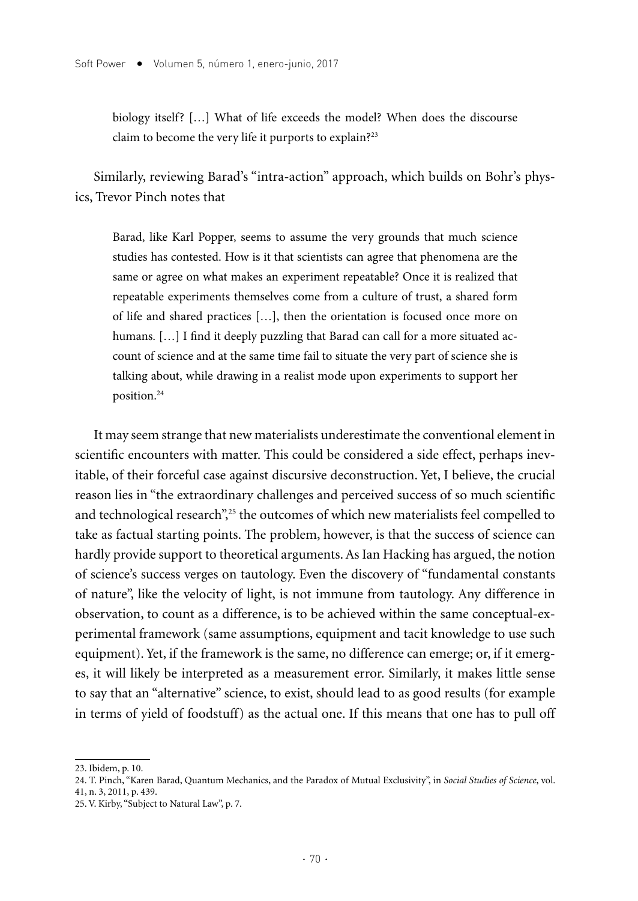> biology itself? […] What of life exceeds the model? When does the discourse claim to become the very life it purports to explain?[23]

Similarly, reviewing Barad's "intra-action" approach, which builds on Bohr's physics, Trevor Pinch notes that

> Barad, like Karl Popper, seems to assume the very grounds that much science studies has contested. How is it that scientists can agree that phenomena are the same or agree on what makes an experiment repeatable? Once it is realized that repeatable experiments themselves come from a culture of trust, a shared form of life and shared practices […], then the orientation is focused once more on humans. […] I find it deeply puzzling that Barad can call for a more situated account of science and at the same time fail to situate the very part of science she is talking about, while drawing in a realist mode upon experiments to support her position.[24]

It may seem strange that new materialists underestimate the conventional element in scientific encounters with matter. This could be considered a side effect, perhaps inevitable, of their forceful case against discursive deconstruction. Yet, I believe, the crucial reason lies in "the extraordinary challenges and perceived success of so much scientific and technological research",[25] the outcomes of which new materialists feel compelled to take as factual starting points. The problem, however, is that the success of science can hardly provide support to theoretical arguments. As Ian Hacking has argued, the notion of science's success verges on tautology. Even the discovery of "fundamental constants of nature", like the velocity of light, is not immune from tautology. Any difference in observation, to count as a difference, is to be achieved within the same conceptual-experimental framework (same assumptions, equipment and tacit knowledge to use such equipment). Yet, if the framework is the same, no difference can emerge; or, if it emerges, it will likely be interpreted as a measurement error. Similarly, it makes little sense to say that an "alternative" science, to exist, should lead to as good results (for example in terms of yield of foodstuff) as the actual one. If this means that one has to pull off

---

23. Ibidem, p. 10.

24. T. Pinch, "Karen Barad, Quantum Mechanics, and the Paradox of Mutual Exclusivity", in *Social Studies of Science*, vol. 41, n. 3, 2011, p. 439.

25. V. Kirby, "Subject to Natural Law", p. 7.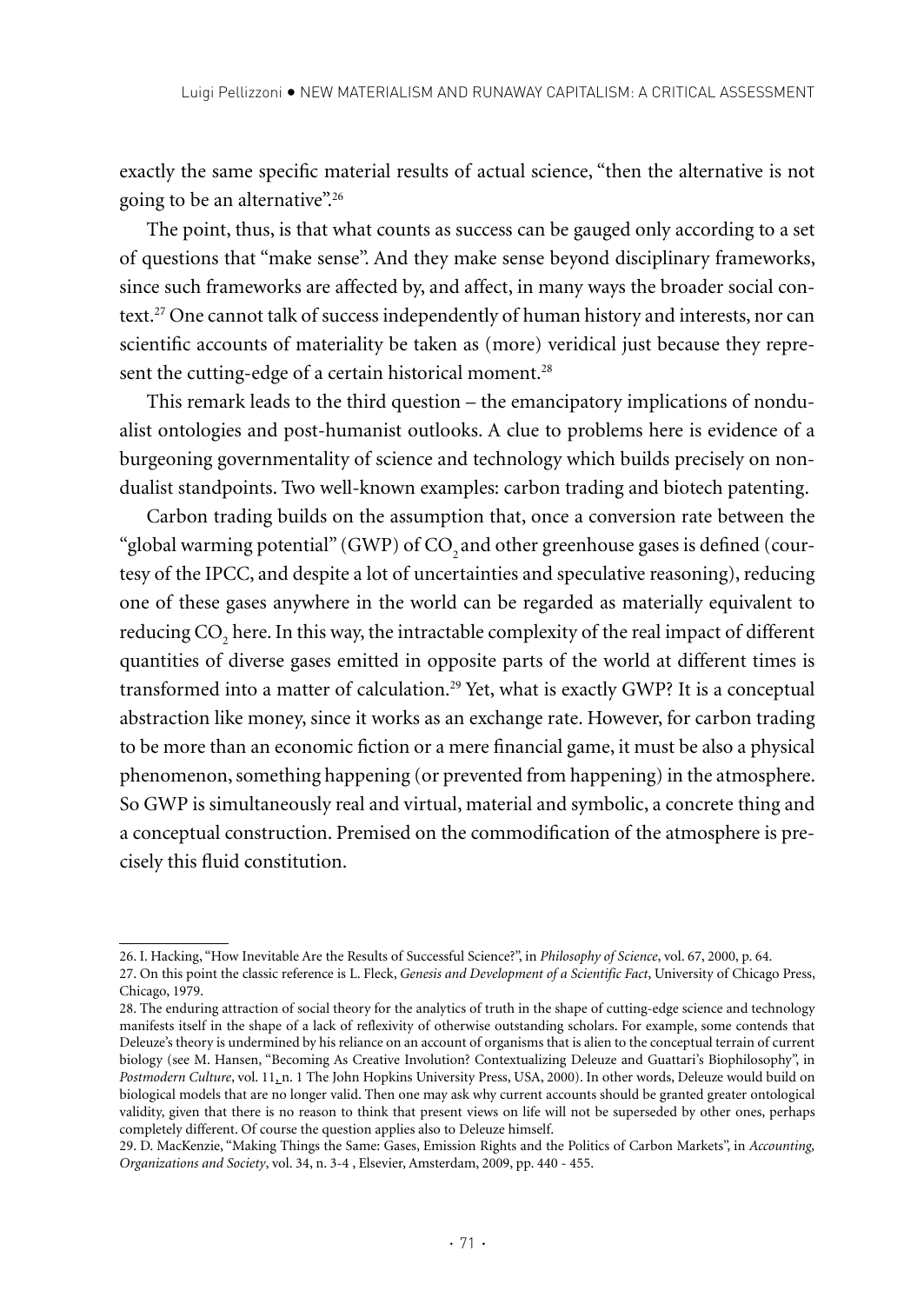exactly the same specific material results of actual science, "then the alternative is not going to be an alternative".[26]

The point, thus, is that what counts as success can be gauged only according to a set of questions that "make sense". And they make sense beyond disciplinary frameworks, since such frameworks are affected by, and affect, in many ways the broader social context.[27] One cannot talk of success independently of human history and interests, nor can scientific accounts of materiality be taken as (more) veridical just because they represent the cutting-edge of a certain historical moment.[28]

This remark leads to the third question – the emancipatory implications of nondualist ontologies and post-humanist outlooks. A clue to problems here is evidence of a burgeoning governmentality of science and technology which builds precisely on nondualist standpoints. Two well-known examples: carbon trading and biotech patenting.

Carbon trading builds on the assumption that, once a conversion rate between the "global warming potential" (GWP) of $CO_2$ and other greenhouse gases is defined (courtesy of the IPCC, and despite a lot of uncertainties and speculative reasoning), reducing one of these gases anywhere in the world can be regarded as materially equivalent to reducing $CO_2$ here. In this way, the intractable complexity of the real impact of different quantities of diverse gases emitted in opposite parts of the world at different times is transformed into a matter of calculation.[29] Yet, what is exactly GWP? It is a conceptual abstraction like money, since it works as an exchange rate. However, for carbon trading to be more than an economic fiction or a mere financial game, it must be also a physical phenomenon, something happening (or prevented from happening) in the atmosphere. So GWP is simultaneously real and virtual, material and symbolic, a concrete thing and a conceptual construction. Premised on the commodification of the atmosphere is precisely this fluid constitution.

---

26. I. Hacking, "How Inevitable Are the Results of Successful Science?", in *Philosophy of Science*, vol. 67, 2000, p. 64.

27. On this point the classic reference is L. Fleck, *Genesis and Development of a Scientific Fact*, University of Chicago Press, Chicago, 1979.

28. The enduring attraction of social theory for the analytics of truth in the shape of cutting-edge science and technology manifests itself in the shape of a lack of reflexivity of otherwise outstanding scholars. For example, some contends that Deleuze's theory is undermined by his reliance on an account of organisms that is alien to the conceptual terrain of current biology (see M. Hansen, "Becoming As Creative Involution? Contextualizing Deleuze and Guattari's Biophilosophy", in *Postmodern Culture*, vol. 11, n. 1 The John Hopkins University Press, USA, 2000). In other words, Deleuze would build on biological models that are no longer valid. Then one may ask why current accounts should be granted greater ontological validity, given that there is no reason to think that present views on life will not be superseded by other ones, perhaps completely different. Of course the question applies also to Deleuze himself.

29. D. MacKenzie, "Making Things the Same: Gases, Emission Rights and the Politics of Carbon Markets", in *Accounting, Organizations and Society*, vol. 34, n. 3-4 , Elsevier, Amsterdam, 2009, pp. 440 - 455.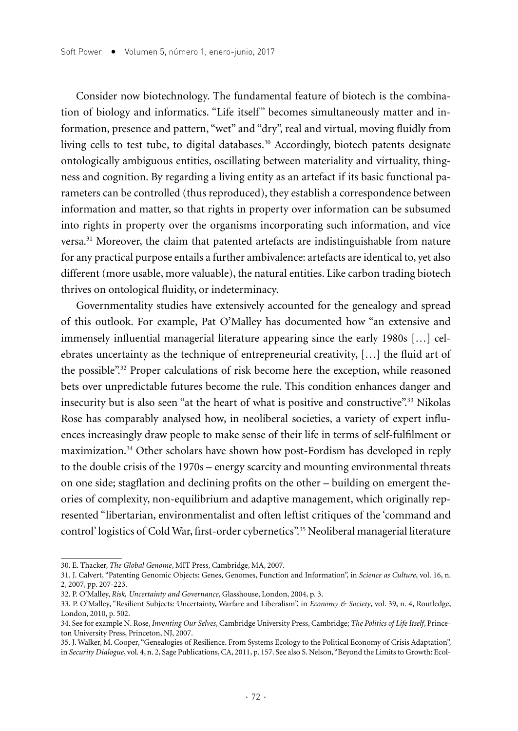Consider now biotechnology. The fundamental feature of biotech is the combination of biology and informatics. "Life itself" becomes simultaneously matter and information, presence and pattern, "wet" and "dry", real and virtual, moving fluidly from living cells to test tube, to digital databases.[30] Accordingly, biotech patents designate ontologically ambiguous entities, oscillating between materiality and virtuality, thingness and cognition. By regarding a living entity as an artefact if its basic functional parameters can be controlled (thus reproduced), they establish a correspondence between information and matter, so that rights in property over information can be subsumed into rights in property over the organisms incorporating such information, and vice versa.[31] Moreover, the claim that patented artefacts are indistinguishable from nature for any practical purpose entails a further ambivalence: artefacts are identical to, yet also different (more usable, more valuable), the natural entities. Like carbon trading biotech thrives on ontological fluidity, or indeterminacy.

Governmentality studies have extensively accounted for the genealogy and spread of this outlook. For example, Pat O'Malley has documented how "an extensive and immensely influential managerial literature appearing since the early 1980s […] celebrates uncertainty as the technique of entrepreneurial creativity, […] the fluid art of the possible".[32] Proper calculations of risk become here the exception, while reasoned bets over unpredictable futures become the rule. This condition enhances danger and insecurity but is also seen "at the heart of what is positive and constructive".[33] Nikolas Rose has comparably analysed how, in neoliberal societies, a variety of expert influences increasingly draw people to make sense of their life in terms of self-fulfilment or maximization.[34] Other scholars have shown how post-Fordism has developed in reply to the double crisis of the 1970s – energy scarcity and mounting environmental threats on one side; stagflation and declining profits on the other – building on emergent theories of complexity, non-equilibrium and adaptive management, which originally represented "libertarian, environmentalist and often leftist critiques of the 'command and control' logistics of Cold War, first-order cybernetics".[35] Neoliberal managerial literature

---

30. E. Thacker, *The Global Genome*, MIT Press, Cambridge, MA, 2007.

31. J. Calvert, "Patenting Genomic Objects: Genes, Genomes, Function and Information", in *Science as Culture*, vol. 16, n. 2, 2007, pp. 207-223.

32. P. O'Malley, *Risk, Uncertainty and Governance*, Glasshouse, London, 2004, p. 3.

33. P. O'Malley, "Resilient Subjects: Uncertainty, Warfare and Liberalism", in *Economy & Society*, vol. 39, n. 4, Routledge, London, 2010, p. 502.

34. See for example N. Rose, *Inventing Our Selves*, Cambridge University Press, Cambridge; *The Politics of Life Itself*, Princeton University Press, Princeton, NJ, 2007.

35. J. Walker, M. Cooper, "Genealogies of Resilience. From Systems Ecology to the Political Economy of Crisis Adaptation", in *Security Dialogue*, vol. 4, n. 2, Sage Publications, CA, 2011, p. 157. See also S. Nelson, "Beyond the Limits to Growth: Ecol-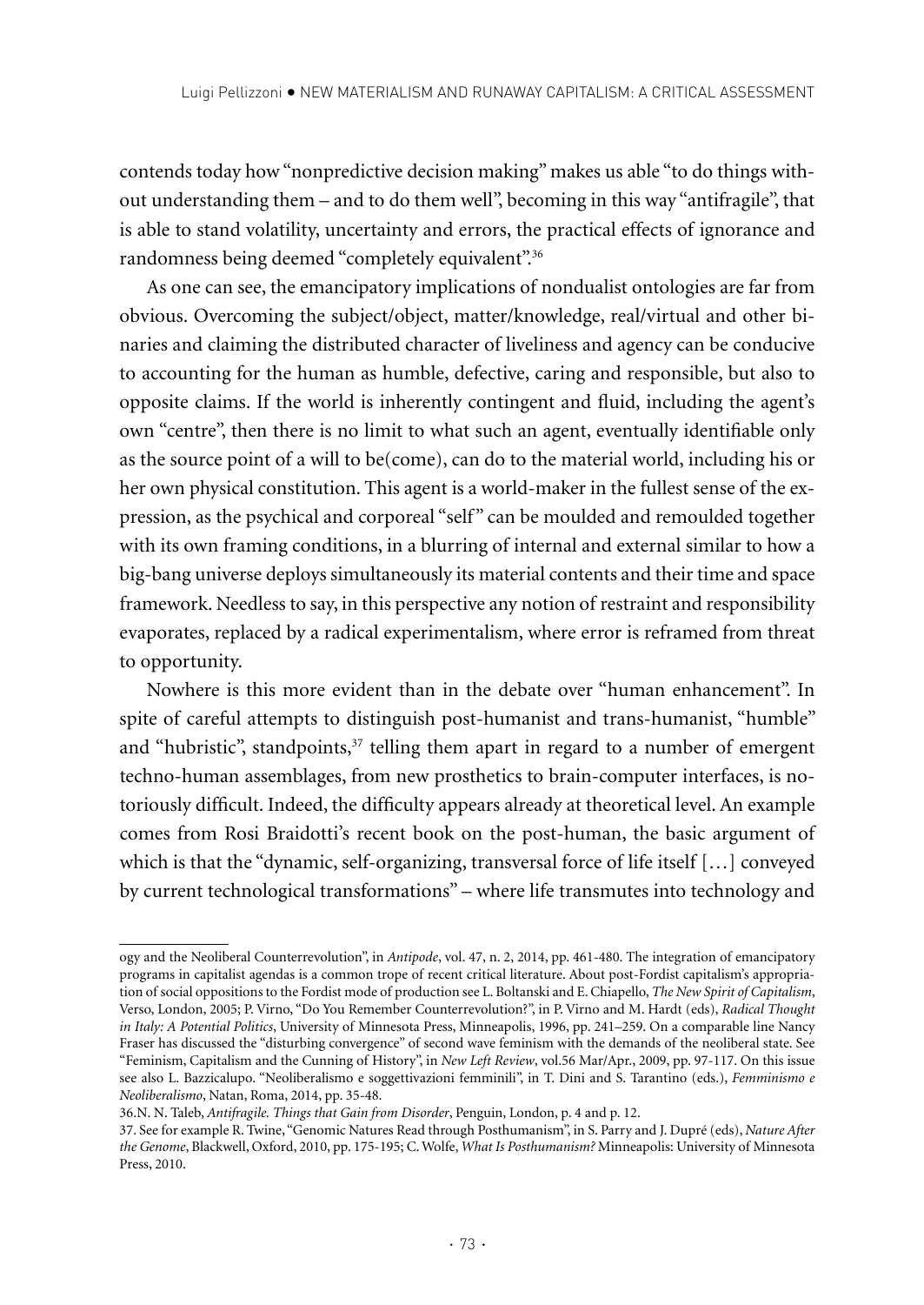contends today how "nonpredictive decision making" makes us able "to do things without understanding them – and to do them well", becoming in this way "antifragile", that is able to stand volatility, uncertainty and errors, the practical effects of ignorance and randomness being deemed "completely equivalent".[36]

As one can see, the emancipatory implications of nondualist ontologies are far from obvious. Overcoming the subject/object, matter/knowledge, real/virtual and other binaries and claiming the distributed character of liveliness and agency can be conducive to accounting for the human as humble, defective, caring and responsible, but also to opposite claims. If the world is inherently contingent and fluid, including the agent's own "centre", then there is no limit to what such an agent, eventually identifiable only as the source point of a will to be(come), can do to the material world, including his or her own physical constitution. This agent is a world-maker in the fullest sense of the expression, as the psychical and corporeal "self" can be moulded and remoulded together with its own framing conditions, in a blurring of internal and external similar to how a big-bang universe deploys simultaneously its material contents and their time and space framework. Needless to say, in this perspective any notion of restraint and responsibility evaporates, replaced by a radical experimentalism, where error is reframed from threat to opportunity.

Nowhere is this more evident than in the debate over "human enhancement". In spite of careful attempts to distinguish post-humanist and trans-humanist, "humble" and "hubristic", standpoints,[37] telling them apart in regard to a number of emergent techno-human assemblages, from new prosthetics to brain-computer interfaces, is notoriously difficult. Indeed, the difficulty appears already at theoretical level. An example comes from Rosi Braidotti's recent book on the post-human, the basic argument of which is that the "dynamic, self-organizing, transversal force of life itself […] conveyed by current technological transformations" – where life transmutes into technology and

---

ogy and the Neoliberal Counterrevolution", in *Antipode*, vol. 47, n. 2, 2014, pp. 461-480. The integration of emancipatory programs in capitalist agendas is a common trope of recent critical literature. About post-Fordist capitalism's appropriation of social oppositions to the Fordist mode of production see L. Boltanski and E. Chiapello, *The New Spirit of Capitalism*, Verso, London, 2005; P. Virno, "Do You Remember Counterrevolution?", in P. Virno and M. Hardt (eds), *Radical Thought in Italy: A Potential Politics*, University of Minnesota Press, Minneapolis, 1996, pp. 241–259. On a comparable line Nancy Fraser has discussed the "disturbing convergence" of second wave feminism with the demands of the neoliberal state. See "Feminism, Capitalism and the Cunning of History", in *New Left Review*, vol.56 Mar/Apr., 2009, pp. 97-117. On this issue see also L. Bazzicalupo. "Neoliberalismo e soggettivazioni femminili", in T. Dini and S. Tarantino (eds.), *Femminismo e Neoliberalismo*, Natan, Roma, 2014, pp. 35-48.

36.N. N. Taleb, *Antifragile. Things that Gain from Disorder*, Penguin, London, p. 4 and p. 12.

37. See for example R. Twine, "Genomic Natures Read through Posthumanism", in S. Parry and J. Dupré (eds), *Nature After the Genome*, Blackwell, Oxford, 2010, pp. 175-195; C. Wolfe, *What Is Posthumanism?* Minneapolis: University of Minnesota Press, 2010.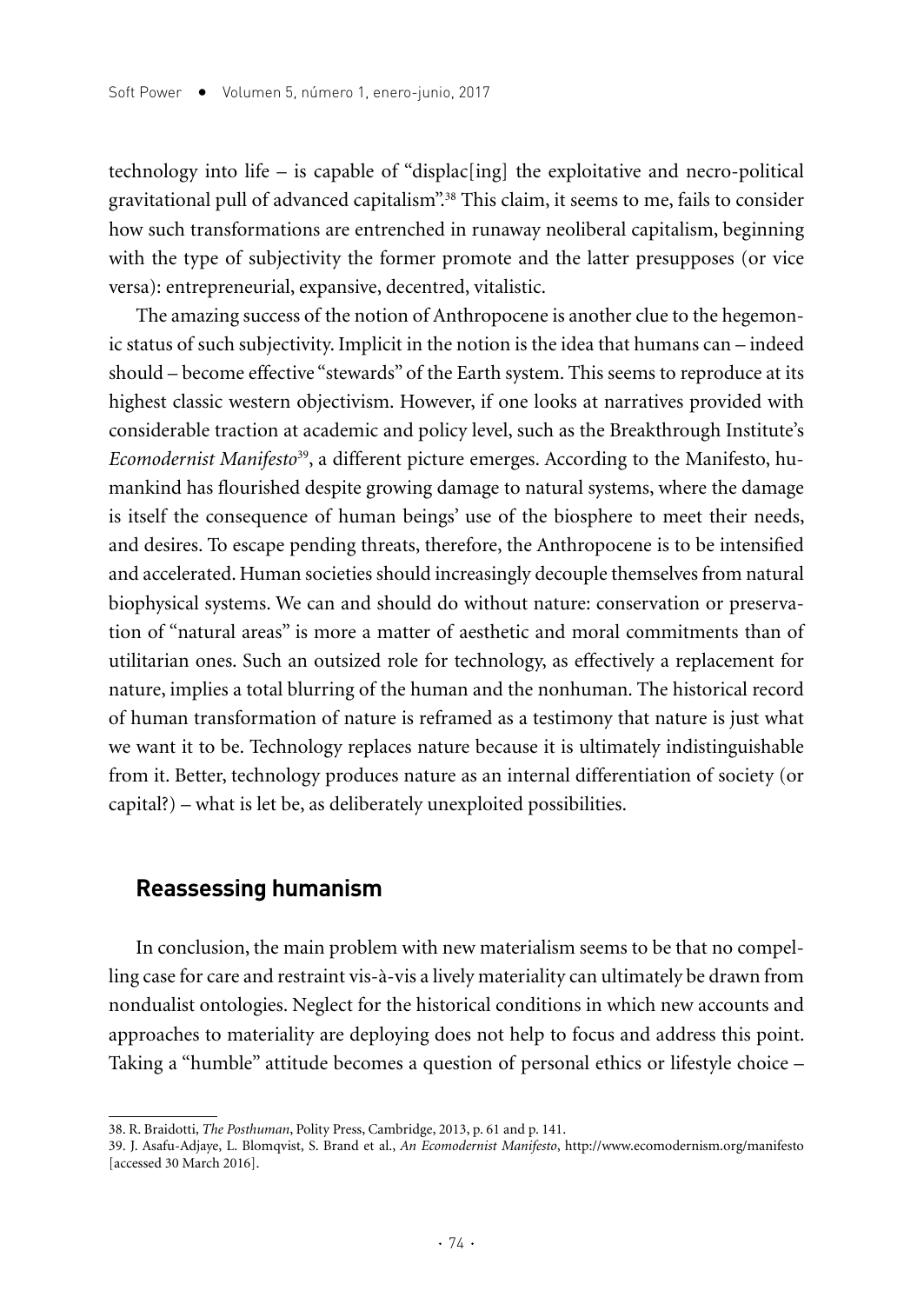technology into life – is capable of "displac[ing] the exploitative and necro-political gravitational pull of advanced capitalism".[38] This claim, it seems to me, fails to consider how such transformations are entrenched in runaway neoliberal capitalism, beginning with the type of subjectivity the former promote and the latter presupposes (or vice versa): entrepreneurial, expansive, decentred, vitalistic.

The amazing success of the notion of Anthropocene is another clue to the hegemonic status of such subjectivity. Implicit in the notion is the idea that humans can – indeed should – become effective "stewards" of the Earth system. This seems to reproduce at its highest classic western objectivism. However, if one looks at narratives provided with considerable traction at academic and policy level, such as the Breakthrough Institute's *Ecomodernist Manifesto*[39], a different picture emerges. According to the Manifesto, humankind has flourished despite growing damage to natural systems, where the damage is itself the consequence of human beings' use of the biosphere to meet their needs, and desires. To escape pending threats, therefore, the Anthropocene is to be intensified and accelerated. Human societies should increasingly decouple themselves from natural biophysical systems. We can and should do without nature: conservation or preservation of "natural areas" is more a matter of aesthetic and moral commitments than of utilitarian ones. Such an outsized role for technology, as effectively a replacement for nature, implies a total blurring of the human and the nonhuman. The historical record of human transformation of nature is reframed as a testimony that nature is just what we want it to be. Technology replaces nature because it is ultimately indistinguishable from it. Better, technology produces nature as an internal differentiation of society (or capital?) – what is let be, as deliberately unexploited possibilities.

## Reassessing humanism

In conclusion, the main problem with new materialism seems to be that no compelling case for care and restraint vis-à-vis a lively materiality can ultimately be drawn from nondualist ontologies. Neglect for the historical conditions in which new accounts and approaches to materiality are deploying does not help to focus and address this point. Taking a "humble" attitude becomes a question of personal ethics or lifestyle choice –

38. R. Braidotti, *The Posthuman*, Polity Press, Cambridge, 2013, p. 61 and p. 141.

39. J. Asafu-Adjaye, L. Blomqvist, S. Brand et al., *An Ecomodernist Manifesto*, http://www.ecomodernism.org/manifesto [accessed 30 March 2016].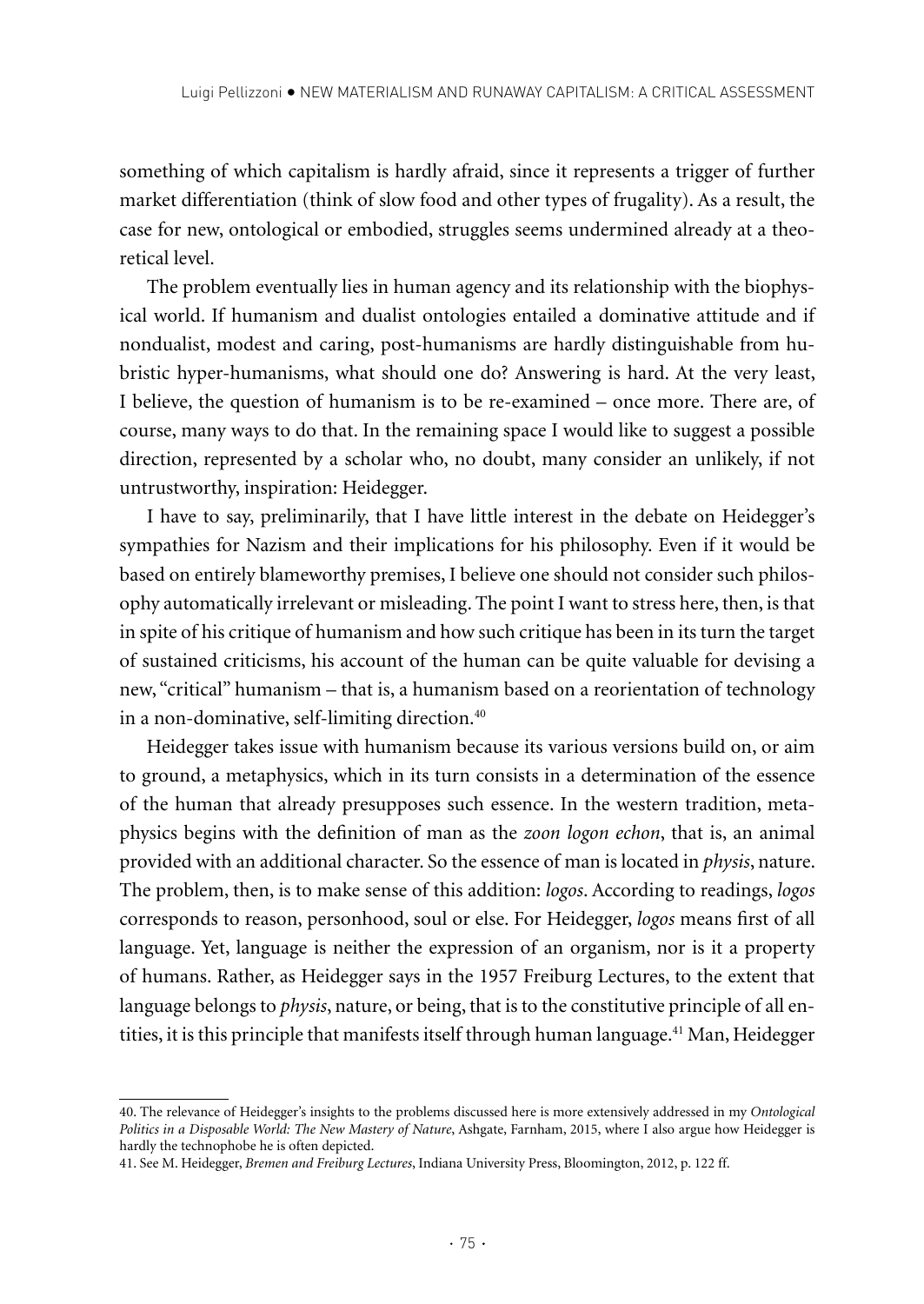something of which capitalism is hardly afraid, since it represents a trigger of further market differentiation (think of slow food and other types of frugality). As a result, the case for new, ontological or embodied, struggles seems undermined already at a theoretical level.

The problem eventually lies in human agency and its relationship with the biophysical world. If humanism and dualist ontologies entailed a dominative attitude and if nondualist, modest and caring, post-humanisms are hardly distinguishable from hubristic hyper-humanisms, what should one do? Answering is hard. At the very least, I believe, the question of humanism is to be re-examined – once more. There are, of course, many ways to do that. In the remaining space I would like to suggest a possible direction, represented by a scholar who, no doubt, many consider an unlikely, if not untrustworthy, inspiration: Heidegger.

I have to say, preliminarily, that I have little interest in the debate on Heidegger's sympathies for Nazism and their implications for his philosophy. Even if it would be based on entirely blameworthy premises, I believe one should not consider such philosophy automatically irrelevant or misleading. The point I want to stress here, then, is that in spite of his critique of humanism and how such critique has been in its turn the target of sustained criticisms, his account of the human can be quite valuable for devising a new, "critical" humanism – that is, a humanism based on a reorientation of technology in a non-dominative, self-limiting direction.[40]

Heidegger takes issue with humanism because its various versions build on, or aim to ground, a metaphysics, which in its turn consists in a determination of the essence of the human that already presupposes such essence. In the western tradition, metaphysics begins with the definition of man as the *zoon logon echon*, that is, an animal provided with an additional character. So the essence of man is located in *physis*, nature. The problem, then, is to make sense of this addition: *logos*. According to readings, *logos* corresponds to reason, personhood, soul or else. For Heidegger, *logos* means first of all language. Yet, language is neither the expression of an organism, nor is it a property of humans. Rather, as Heidegger says in the 1957 Freiburg Lectures, to the extent that language belongs to *physis*, nature, or being, that is to the constitutive principle of all entities, it is this principle that manifests itself through human language.[41] Man, Heidegger

---

40. The relevance of Heidegger's insights to the problems discussed here is more extensively addressed in my *Ontological Politics in a Disposable World: The New Mastery of Nature*, Ashgate, Farnham, 2015, where I also argue how Heidegger is hardly the technophobe he is often depicted.

41. See M. Heidegger, *Bremen and Freiburg Lectures*, Indiana University Press, Bloomington, 2012, p. 122 ff.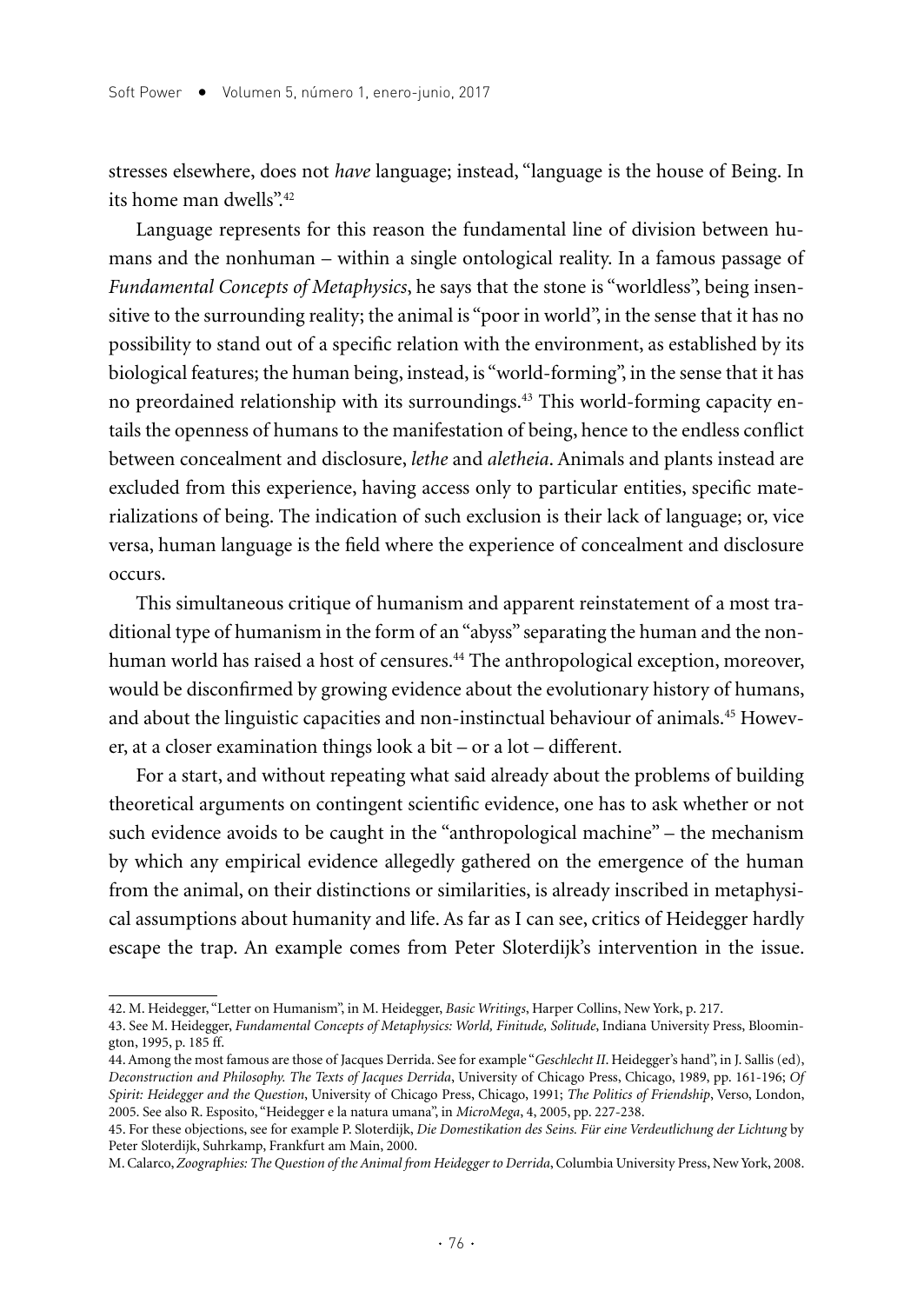stresses elsewhere, does not *have* language; instead, "language is the house of Being. In its home man dwells".[42]

Language represents for this reason the fundamental line of division between humans and the nonhuman – within a single ontological reality. In a famous passage of *Fundamental Concepts of Metaphysics*, he says that the stone is "worldless", being insensitive to the surrounding reality; the animal is "poor in world", in the sense that it has no possibility to stand out of a specific relation with the environment, as established by its biological features; the human being, instead, is "world-forming", in the sense that it has no preordained relationship with its surroundings.[43] This world-forming capacity entails the openness of humans to the manifestation of being, hence to the endless conflict between concealment and disclosure, *lethe* and *aletheia*. Animals and plants instead are excluded from this experience, having access only to particular entities, specific materializations of being. The indication of such exclusion is their lack of language; or, vice versa, human language is the field where the experience of concealment and disclosure occurs.

This simultaneous critique of humanism and apparent reinstatement of a most traditional type of humanism in the form of an "abyss" separating the human and the nonhuman world has raised a host of censures.[44] The anthropological exception, moreover, would be disconfirmed by growing evidence about the evolutionary history of humans, and about the linguistic capacities and non-instinctual behaviour of animals.[45] However, at a closer examination things look a bit – or a lot – different.

For a start, and without repeating what said already about the problems of building theoretical arguments on contingent scientific evidence, one has to ask whether or not such evidence avoids to be caught in the "anthropological machine" – the mechanism by which any empirical evidence allegedly gathered on the emergence of the human from the animal, on their distinctions or similarities, is already inscribed in metaphysical assumptions about humanity and life. As far as I can see, critics of Heidegger hardly escape the trap. An example comes from Peter Sloterdijk's intervention in the issue.

42. M. Heidegger, "Letter on Humanism", in M. Heidegger, *Basic Writings*, Harper Collins, New York, p. 217.

43. See M. Heidegger, *Fundamental Concepts of Metaphysics: World, Finitude, Solitude*, Indiana University Press, Bloomington, 1995, p. 185 ff.

44. Among the most famous are those of Jacques Derrida. See for example "*Geschlecht II*. Heidegger's hand", in J. Sallis (ed), *Deconstruction and Philosophy. The Texts of Jacques Derrida*, University of Chicago Press, Chicago, 1989, pp. 161-196; *Of Spirit: Heidegger and the Question*, University of Chicago Press, Chicago, 1991; *The Politics of Friendship*, Verso, London, 2005. See also R. Esposito, "Heidegger e la natura umana", in *MicroMega*, 4, 2005, pp. 227-238.

45. For these objections, see for example P. Sloterdijk, *Die Domestikation des Seins. Für eine Verdeutlichung der Lichtung* by Peter Sloterdijk, Suhrkamp, Frankfurt am Main, 2000.

M. Calarco, *Zoographies: The Question of the Animal from Heidegger to Derrida*, Columbia University Press, New York, 2008.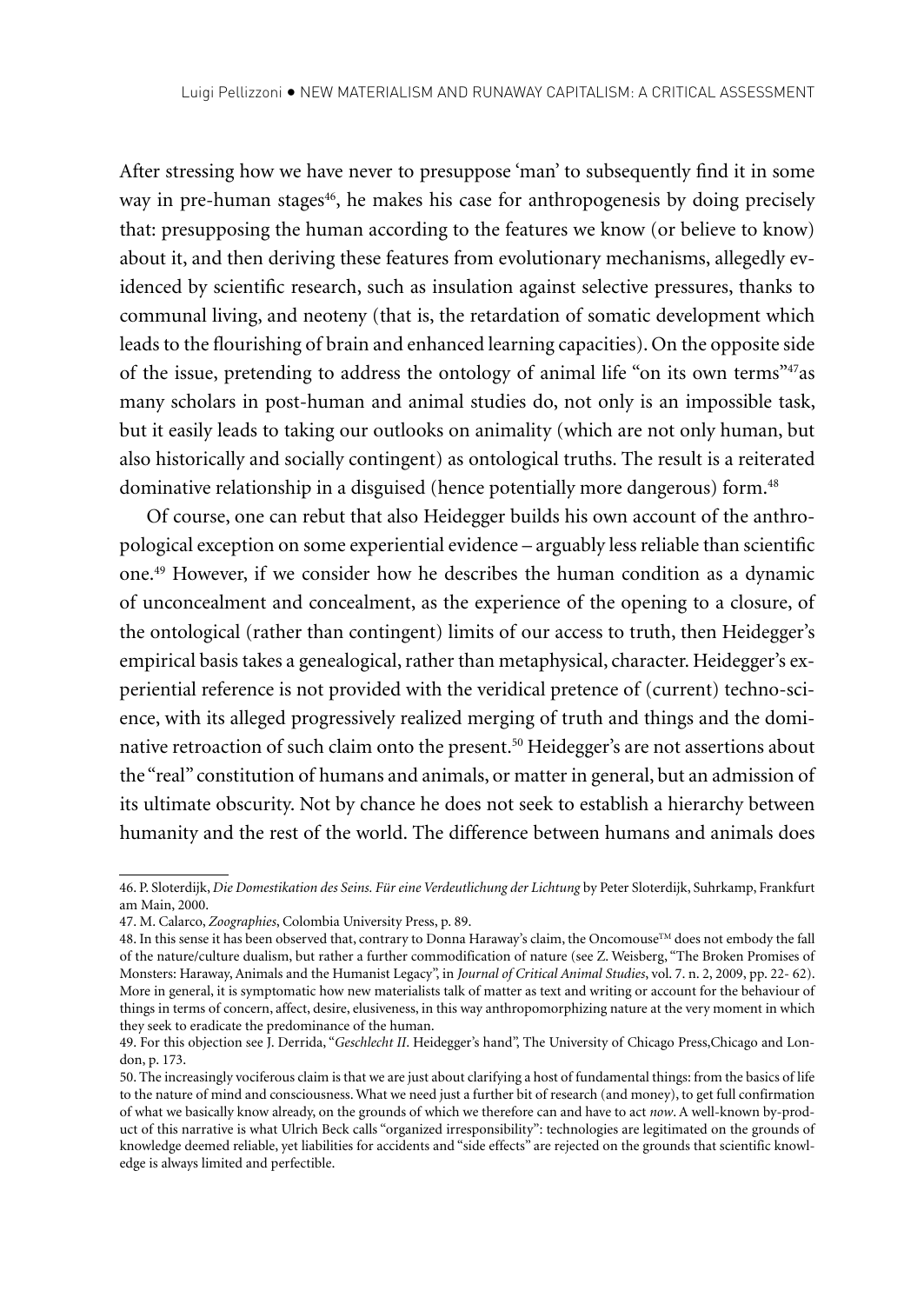After stressing how we have never to presuppose 'man' to subsequently find it in some way in pre-human stages[46], he makes his case for anthropogenesis by doing precisely that: presupposing the human according to the features we know (or believe to know) about it, and then deriving these features from evolutionary mechanisms, allegedly evidenced by scientific research, such as insulation against selective pressures, thanks to communal living, and neoteny (that is, the retardation of somatic development which leads to the flourishing of brain and enhanced learning capacities). On the opposite side of the issue, pretending to address the ontology of animal life "on its own terms"[47]as many scholars in post-human and animal studies do, not only is an impossible task, but it easily leads to taking our outlooks on animality (which are not only human, but also historically and socially contingent) as ontological truths. The result is a reiterated dominative relationship in a disguised (hence potentially more dangerous) form.[48]

Of course, one can rebut that also Heidegger builds his own account of the anthropological exception on some experiential evidence – arguably less reliable than scientific one.[49] However, if we consider how he describes the human condition as a dynamic of unconcealment and concealment, as the experience of the opening to a closure, of the ontological (rather than contingent) limits of our access to truth, then Heidegger's empirical basis takes a genealogical, rather than metaphysical, character. Heidegger's experiential reference is not provided with the veridical pretence of (current) techno-science, with its alleged progressively realized merging of truth and things and the dominative retroaction of such claim onto the present.[50] Heidegger's are not assertions about the "real" constitution of humans and animals, or matter in general, but an admission of its ultimate obscurity. Not by chance he does not seek to establish a hierarchy between humanity and the rest of the world. The difference between humans and animals does

---

46. P. Sloterdijk, *Die Domestikation des Seins. Für eine Verdeutlichung der Lichtung* by Peter Sloterdijk, Suhrkamp, Frankfurt am Main, 2000.

47. M. Calarco, *Zoographies*, Colombia University Press, p. 89.

48. In this sense it has been observed that, contrary to Donna Haraway's claim, the Oncomouse™ does not embody the fall of the nature/culture dualism, but rather a further commodification of nature (see Z. Weisberg, "The Broken Promises of Monsters: Haraway, Animals and the Humanist Legacy", in *Journal of Critical Animal Studies*, vol. 7. n. 2, 2009, pp. 22- 62). More in general, it is symptomatic how new materialists talk of matter as text and writing or account for the behaviour of things in terms of concern, affect, desire, elusiveness, in this way anthropomorphizing nature at the very moment in which they seek to eradicate the predominance of the human.

49. For this objection see J. Derrida, "*Geschlecht II*. Heidegger's hand", The University of Chicago Press,Chicago and London, p. 173.

50. The increasingly vociferous claim is that we are just about clarifying a host of fundamental things: from the basics of life to the nature of mind and consciousness. What we need just a further bit of research (and money), to get full confirmation of what we basically know already, on the grounds of which we therefore can and have to act *now*. A well-known by-product of this narrative is what Ulrich Beck calls "organized irresponsibility": technologies are legitimated on the grounds of knowledge deemed reliable, yet liabilities for accidents and "side effects" are rejected on the grounds that scientific knowledge is always limited and perfectible.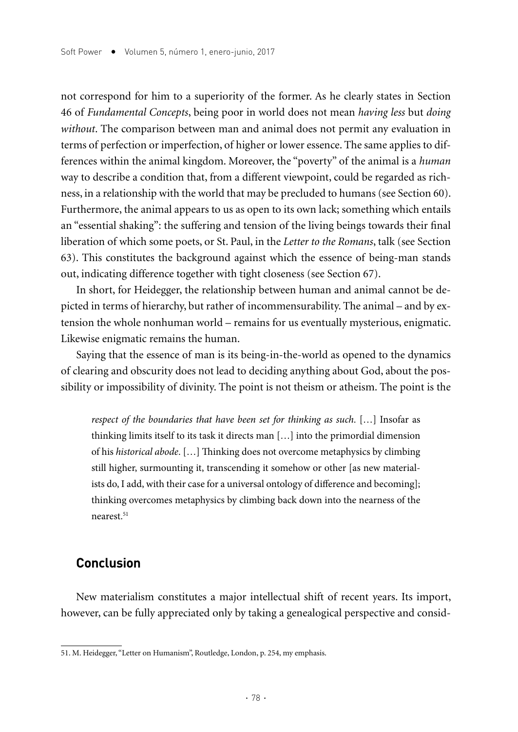not correspond for him to a superiority of the former. As he clearly states in Section 46 of *Fundamental Concepts*, being poor in world does not mean *having less* but *doing without*. The comparison between man and animal does not permit any evaluation in terms of perfection or imperfection, of higher or lower essence. The same applies to differences within the animal kingdom. Moreover, the "poverty" of the animal is a *human* way to describe a condition that, from a different viewpoint, could be regarded as richness, in a relationship with the world that may be precluded to humans (see Section 60). Furthermore, the animal appears to us as open to its own lack; something which entails an "essential shaking": the suffering and tension of the living beings towards their final liberation of which some poets, or St. Paul, in the *Letter to the Romans*, talk (see Section 63). This constitutes the background against which the essence of being-man stands out, indicating difference together with tight closeness (see Section 67).

In short, for Heidegger, the relationship between human and animal cannot be depicted in terms of hierarchy, but rather of incommensurability. The animal – and by extension the whole nonhuman world – remains for us eventually mysterious, enigmatic. Likewise enigmatic remains the human.

Saying that the essence of man is its being-in-the-world as opened to the dynamics of clearing and obscurity does not lead to deciding anything about God, about the possibility or impossibility of divinity. The point is not theism or atheism. The point is the

> *respect of the boundaries that have been set for thinking as such*. […] Insofar as thinking limits itself to its task it directs man […] into the primordial dimension of his *historical abode*. […] Thinking does not overcome metaphysics by climbing still higher, surmounting it, transcending it somehow or other [as new materialists do, I add, with their case for a universal ontology of difference and becoming]; thinking overcomes metaphysics by climbing back down into the nearness of the nearest.[51]

## Conclusion

New materialism constitutes a major intellectual shift of recent years. Its import, however, can be fully appreciated only by taking a genealogical perspective and consid-

51. M. Heidegger, "Letter on Humanism", Routledge, London, p. 254, my emphasis.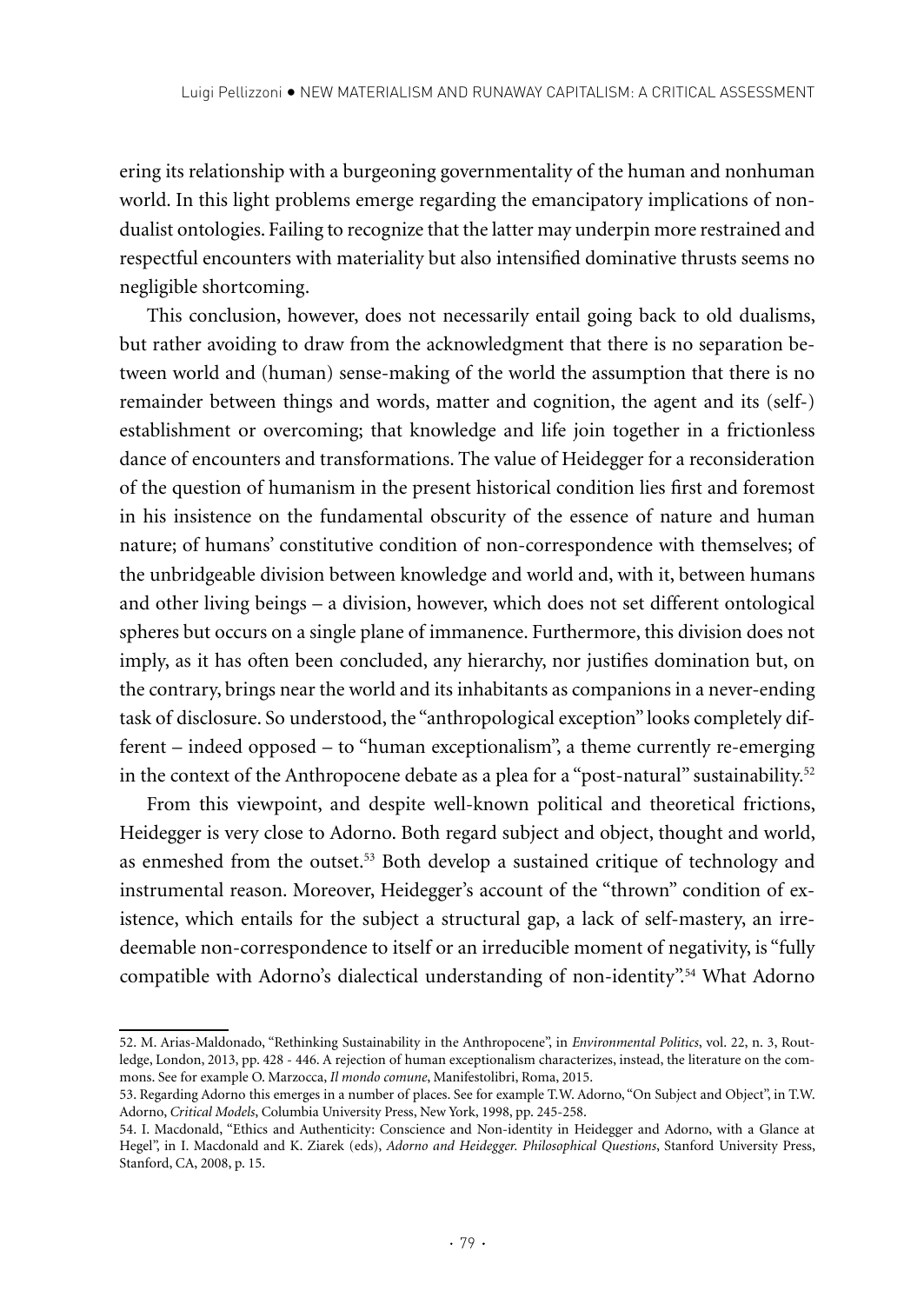ering its relationship with a burgeoning governmentality of the human and nonhuman world. In this light problems emerge regarding the emancipatory implications of non-dualist ontologies. Failing to recognize that the latter may underpin more restrained and respectful encounters with materiality but also intensified dominative thrusts seems no negligible shortcoming.

This conclusion, however, does not necessarily entail going back to old dualisms, but rather avoiding to draw from the acknowledgment that there is no separation between world and (human) sense-making of the world the assumption that there is no remainder between things and words, matter and cognition, the agent and its (self-) establishment or overcoming; that knowledge and life join together in a frictionless dance of encounters and transformations. The value of Heidegger for a reconsideration of the question of humanism in the present historical condition lies first and foremost in his insistence on the fundamental obscurity of the essence of nature and human nature; of humans' constitutive condition of non-correspondence with themselves; of the unbridgeable division between knowledge and world and, with it, between humans and other living beings – a division, however, which does not set different ontological spheres but occurs on a single plane of immanence. Furthermore, this division does not imply, as it has often been concluded, any hierarchy, nor justifies domination but, on the contrary, brings near the world and its inhabitants as companions in a never-ending task of disclosure. So understood, the "anthropological exception" looks completely different – indeed opposed – to "human exceptionalism", a theme currently re-emerging in the context of the Anthropocene debate as a plea for a "post-natural" sustainability.[52]

From this viewpoint, and despite well-known political and theoretical frictions, Heidegger is very close to Adorno. Both regard subject and object, thought and world, as enmeshed from the outset.[53] Both develop a sustained critique of technology and instrumental reason. Moreover, Heidegger's account of the "thrown" condition of existence, which entails for the subject a structural gap, a lack of self-mastery, an irredeemable non-correspondence to itself or an irreducible moment of negativity, is "fully compatible with Adorno's dialectical understanding of non-identity".[54] What Adorno

52. M. Arias-Maldonado, "Rethinking Sustainability in the Anthropocene", in *Environmental Politics*, vol. 22, n. 3, Routledge, London, 2013, pp. 428 - 446. A rejection of human exceptionalism characterizes, instead, the literature on the commons. See for example O. Marzocca, *Il mondo comune*, Manifestolibri, Roma, 2015.

53. Regarding Adorno this emerges in a number of places. See for example T.W. Adorno, "On Subject and Object", in T.W. Adorno, *Critical Models*, Columbia University Press, New York, 1998, pp. 245-258.

54. I. Macdonald, "Ethics and Authenticity: Conscience and Non-identity in Heidegger and Adorno, with a Glance at Hegel", in I. Macdonald and K. Ziarek (eds), *Adorno and Heidegger. Philosophical Questions*, Stanford University Press, Stanford, CA, 2008, p. 15.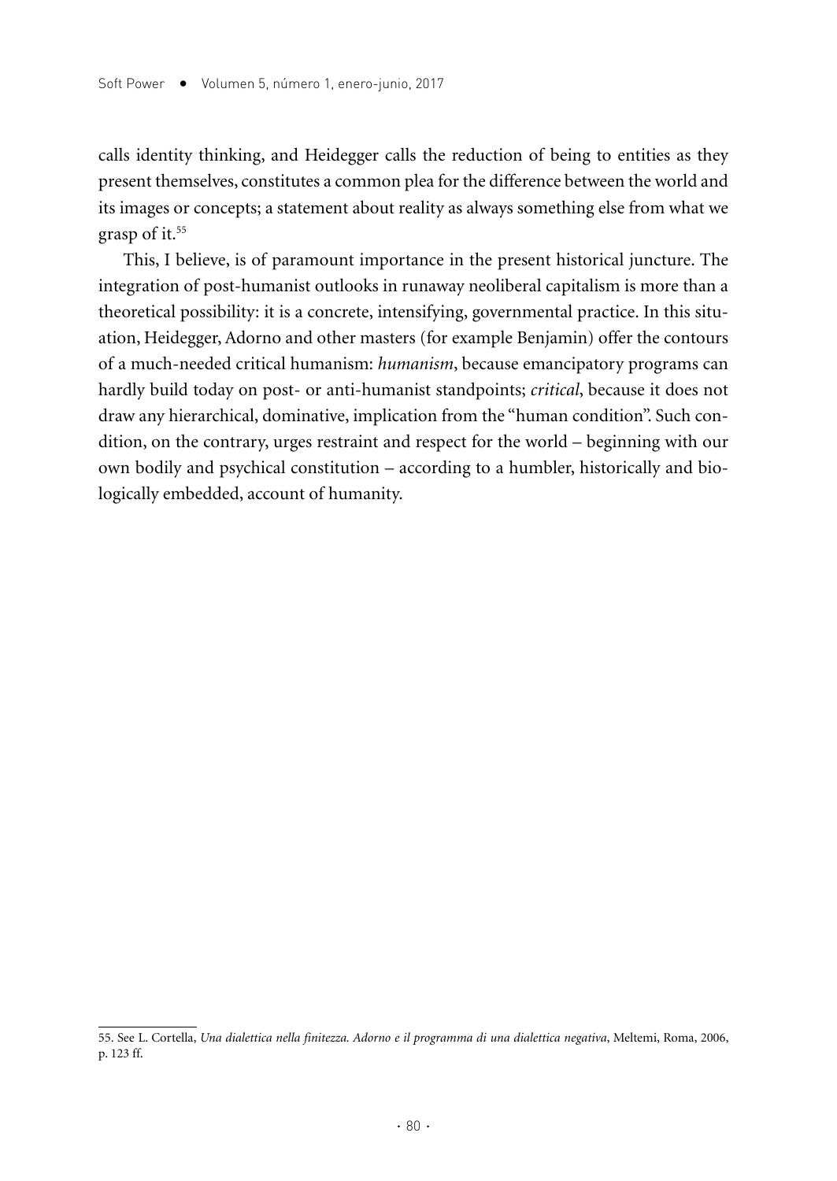calls identity thinking, and Heidegger calls the reduction of being to entities as they present themselves, constitutes a common plea for the difference between the world and its images or concepts; a statement about reality as always something else from what we grasp of it.[55]

This, I believe, is of paramount importance in the present historical juncture. The integration of post-humanist outlooks in runaway neoliberal capitalism is more than a theoretical possibility: it is a concrete, intensifying, governmental practice. In this situation, Heidegger, Adorno and other masters (for example Benjamin) offer the contours of a much-needed critical humanism: *humanism*, because emancipatory programs can hardly build today on post- or anti-humanist standpoints; *critical*, because it does not draw any hierarchical, dominative, implication from the "human condition". Such condition, on the contrary, urges restraint and respect for the world – beginning with our own bodily and psychical constitution – according to a humbler, historically and biologically embedded, account of humanity.

---

55. See L. Cortella, *Una dialettica nella finitezza. Adorno e il programma di una dialettica negativa*, Meltemi, Roma, 2006, p. 123 ff.